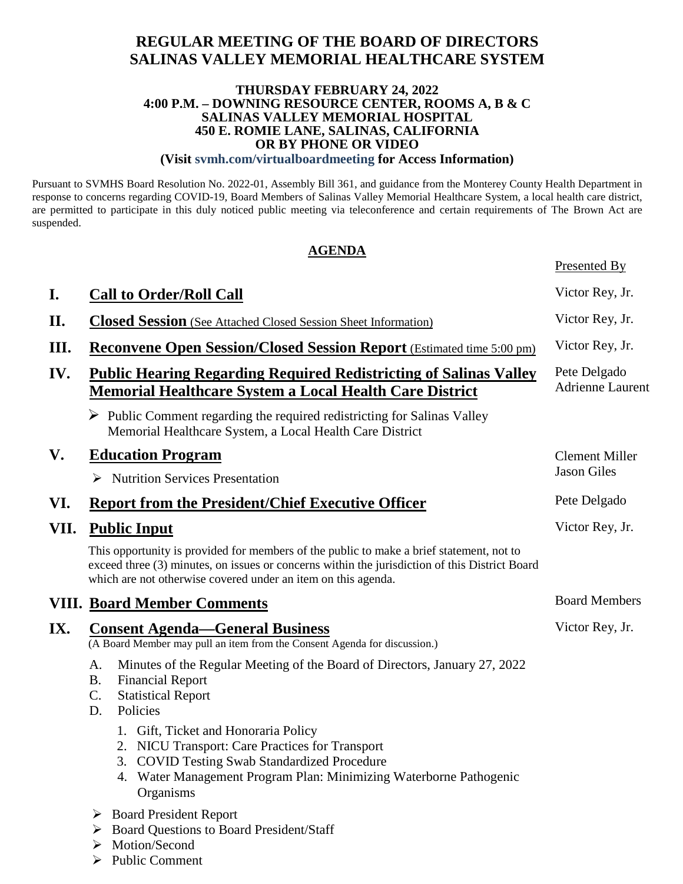# REGULAR MEETING OF THE BOARD OF DIRECTORS
# SALINAS VALLEY MEMORIAL HEALTHCARE SYSTEM

**THURSDAY FEBRUARY 24, 2022**
**4:00 P.M. – DOWNING RESOURCE CENTER, ROOMS A, B & C**
**SALINAS VALLEY MEMORIAL HOSPITAL**
**450 E. ROMIE LANE, SALINAS, CALIFORNIA**
**OR BY PHONE OR VIDEO**
**(Visit svmh.com/virtualboardmeeting for Access Information)**

Pursuant to SVMHS Board Resolution No. 2022-01, Assembly Bill 361, and guidance from the Monterey County Health Department in response to concerns regarding COVID-19, Board Members of Salinas Valley Memorial Healthcare System, a local health care district, are permitted to participate in this duly noticed public meeting via teleconference and certain requirements of The Brown Act are suspended.

## AGENDA

| | | Presented By |
|---|---|---|
| **I.** | **Call to Order/Roll Call** | Victor Rey, Jr. |
| **II.** | **Closed Session** (See Attached Closed Session Sheet Information) | Victor Rey, Jr. |
| **III.** | **Reconvene Open Session/Closed Session Report** (Estimated time 5:00 pm) | Victor Rey, Jr. |
| **IV.** | **Public Hearing Regarding Required Redistricting of Salinas Valley Memorial Healthcare System a Local Health Care District** | Pete Delgado<br>Adrienne Laurent |

- Public Comment regarding the required redistricting for Salinas Valley Memorial Healthcare System, a Local Health Care District

| | | |
|---|---|---|
| **V.** | **Education Program** | Clement Miller<br>Jason Giles |

- Nutrition Services Presentation

| | | |
|---|---|---|
| **VI.** | **Report from the President/Chief Executive Officer** | Pete Delgado |
| **VII.** | **Public Input** | Victor Rey, Jr. |

This opportunity is provided for members of the public to make a brief statement, not to exceed three (3) minutes, on issues or concerns within the jurisdiction of this District Board which are not otherwise covered under an item on this agenda.

| | | |
|---|---|---|
| **VIII.** | **Board Member Comments** | Board Members |
| **IX.** | **Consent Agenda—General Business** | Victor Rey, Jr. |

(A Board Member may pull an item from the Consent Agenda for discussion.)

A. Minutes of the Regular Meeting of the Board of Directors, January 27, 2022
B. Financial Report
C. Statistical Report
D. Policies
   1. Gift, Ticket and Honoraria Policy
   2. NICU Transport: Care Practices for Transport
   3. COVID Testing Swab Standardized Procedure
   4. Water Management Program Plan: Minimizing Waterborne Pathogenic Organisms

- Board President Report
- Board Questions to Board President/Staff
- Motion/Second
- Public Comment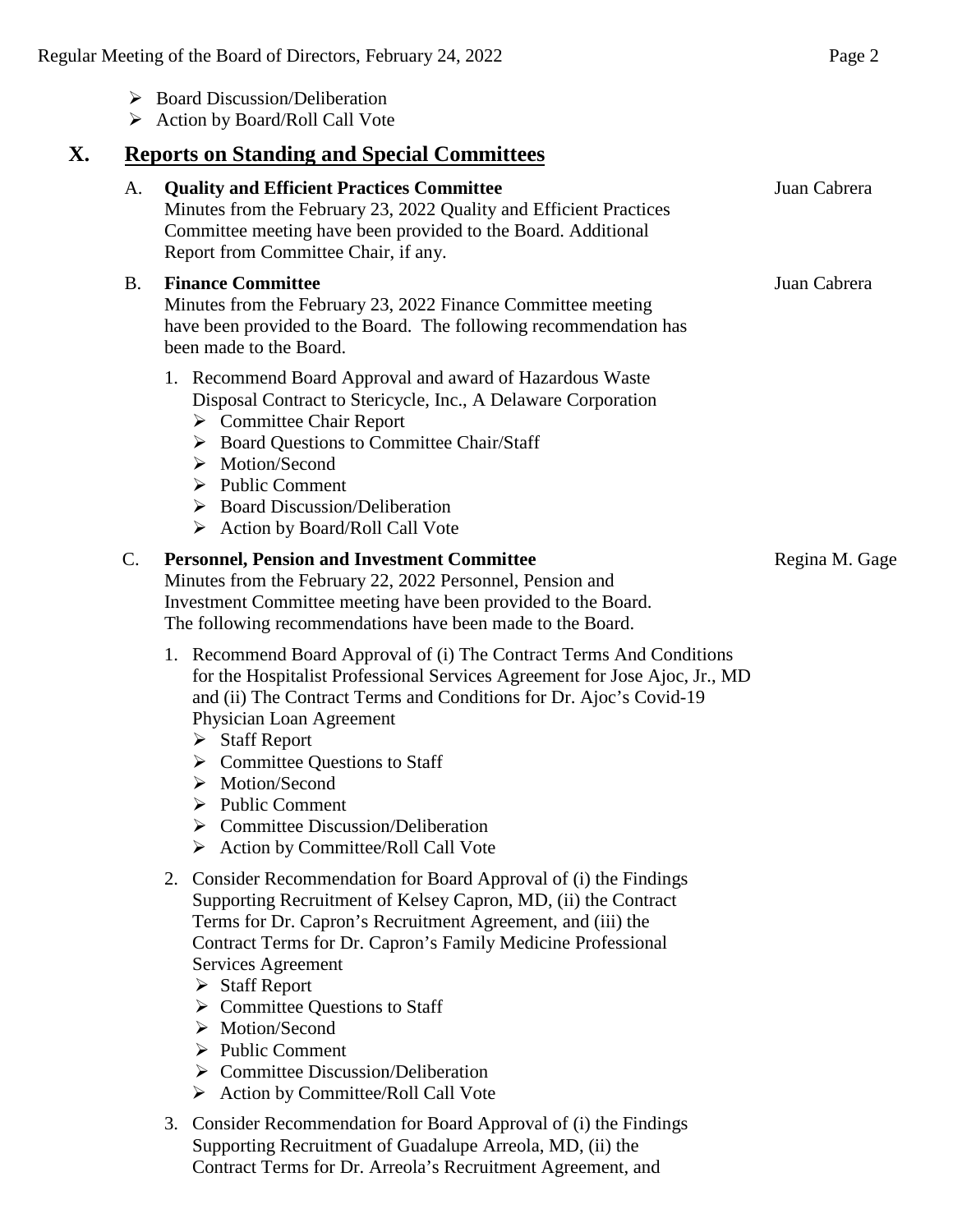- Board Discussion/Deliberation
- Action by Board/Roll Call Vote

## X. Reports on Standing and Special Committees

A. **Quality and Efficient Practices Committee** — Juan Cabrera

Minutes from the February 23, 2022 Quality and Efficient Practices Committee meeting have been provided to the Board. Additional Report from Committee Chair, if any.

B. **Finance Committee** — Juan Cabrera

Minutes from the February 23, 2022 Finance Committee meeting have been provided to the Board. The following recommendation has been made to the Board.

1. Recommend Board Approval and award of Hazardous Waste Disposal Contract to Stericycle, Inc., A Delaware Corporation
   - Committee Chair Report
   - Board Questions to Committee Chair/Staff
   - Motion/Second
   - Public Comment
   - Board Discussion/Deliberation
   - Action by Board/Roll Call Vote

C. **Personnel, Pension and Investment Committee** — Regina M. Gage

Minutes from the February 22, 2022 Personnel, Pension and Investment Committee meeting have been provided to the Board. The following recommendations have been made to the Board.

1. Recommend Board Approval of (i) The Contract Terms And Conditions for the Hospitalist Professional Services Agreement for Jose Ajoc, Jr., MD and (ii) The Contract Terms and Conditions for Dr. Ajoc's Covid-19 Physician Loan Agreement
   - Staff Report
   - Committee Questions to Staff
   - Motion/Second
   - Public Comment
   - Committee Discussion/Deliberation
   - Action by Committee/Roll Call Vote

2. Consider Recommendation for Board Approval of (i) the Findings Supporting Recruitment of Kelsey Capron, MD, (ii) the Contract Terms for Dr. Capron's Recruitment Agreement, and (iii) the Contract Terms for Dr. Capron's Family Medicine Professional Services Agreement
   - Staff Report
   - Committee Questions to Staff
   - Motion/Second
   - Public Comment
   - Committee Discussion/Deliberation
   - Action by Committee/Roll Call Vote

3. Consider Recommendation for Board Approval of (i) the Findings Supporting Recruitment of Guadalupe Arreola, MD, (ii) the Contract Terms for Dr. Arreola's Recruitment Agreement, and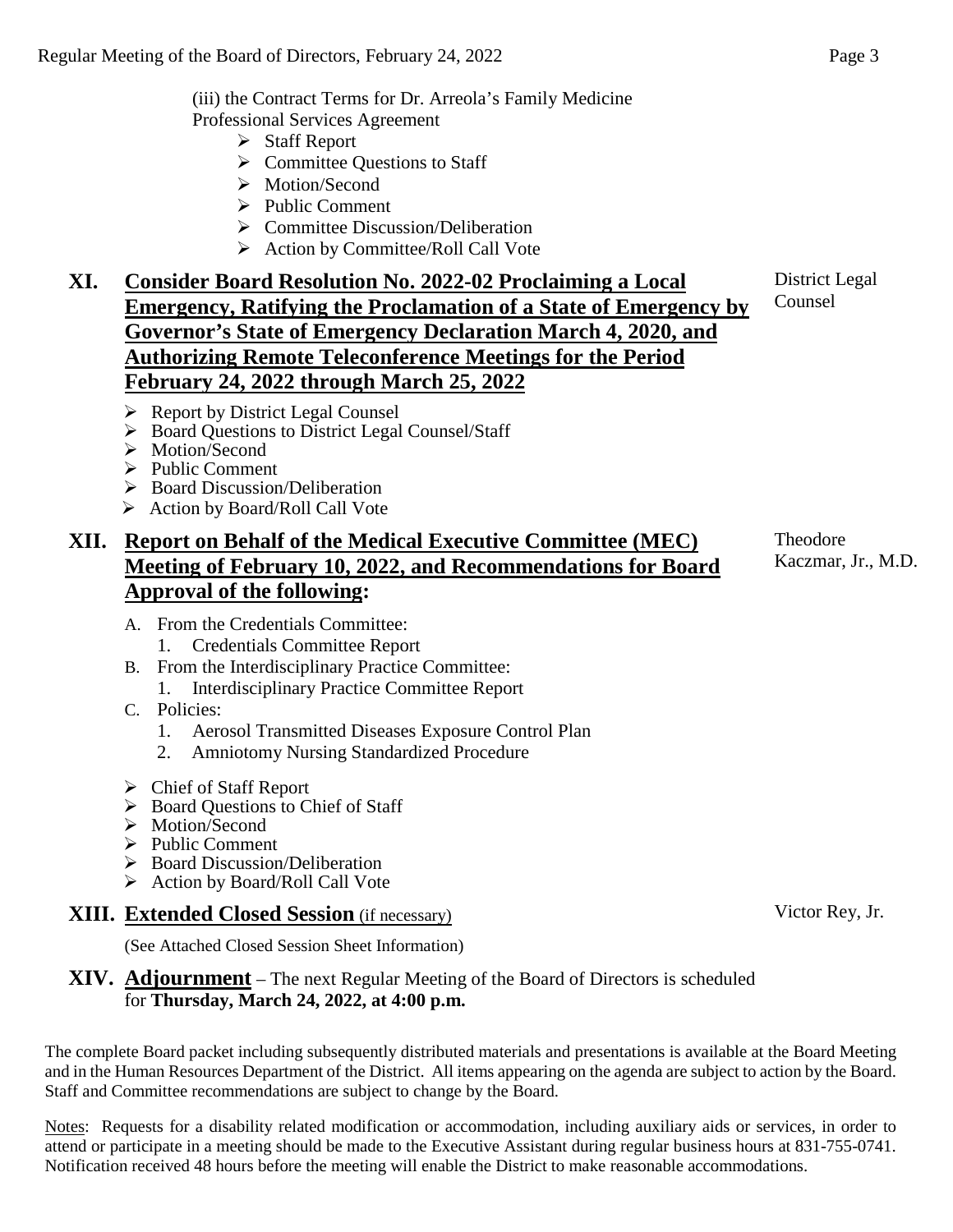(iii) the Contract Terms for Dr. Arreola's Family Medicine Professional Services Agreement

- Staff Report
- Committee Questions to Staff
- Motion/Second
- Public Comment
- Committee Discussion/Deliberation
- Action by Committee/Roll Call Vote

## XI. Consider Board Resolution No. 2022-02 Proclaiming a Local Emergency, Ratifying the Proclamation of a State of Emergency by Governor's State of Emergency Declaration March 4, 2020, and Authorizing Remote Teleconference Meetings for the Period February 24, 2022 through March 25, 2022

District Legal Counsel

- Report by District Legal Counsel
- Board Questions to District Legal Counsel/Staff
- Motion/Second
- Public Comment
- Board Discussion/Deliberation
- Action by Board/Roll Call Vote

## XII. Report on Behalf of the Medical Executive Committee (MEC) Meeting of February 10, 2022, and Recommendations for Board Approval of the following:

Theodore Kaczmar, Jr., M.D.

A. From the Credentials Committee:
   1. Credentials Committee Report

B. From the Interdisciplinary Practice Committee:
   1. Interdisciplinary Practice Committee Report

C. Policies:
   1. Aerosol Transmitted Diseases Exposure Control Plan
   2. Amniotomy Nursing Standardized Procedure

- Chief of Staff Report
- Board Questions to Chief of Staff
- Motion/Second
- Public Comment
- Board Discussion/Deliberation
- Action by Board/Roll Call Vote

## XIII. Extended Closed Session (if necessary)

Victor Rey, Jr.

(See Attached Closed Session Sheet Information)

## XIV. Adjournment – The next Regular Meeting of the Board of Directors is scheduled for **Thursday, March 24, 2022, at 4:00 p.m.**

The complete Board packet including subsequently distributed materials and presentations is available at the Board Meeting and in the Human Resources Department of the District. All items appearing on the agenda are subject to action by the Board. Staff and Committee recommendations are subject to change by the Board.

Notes: Requests for a disability related modification or accommodation, including auxiliary aids or services, in order to attend or participate in a meeting should be made to the Executive Assistant during regular business hours at 831-755-0741. Notification received 48 hours before the meeting will enable the District to make reasonable accommodations.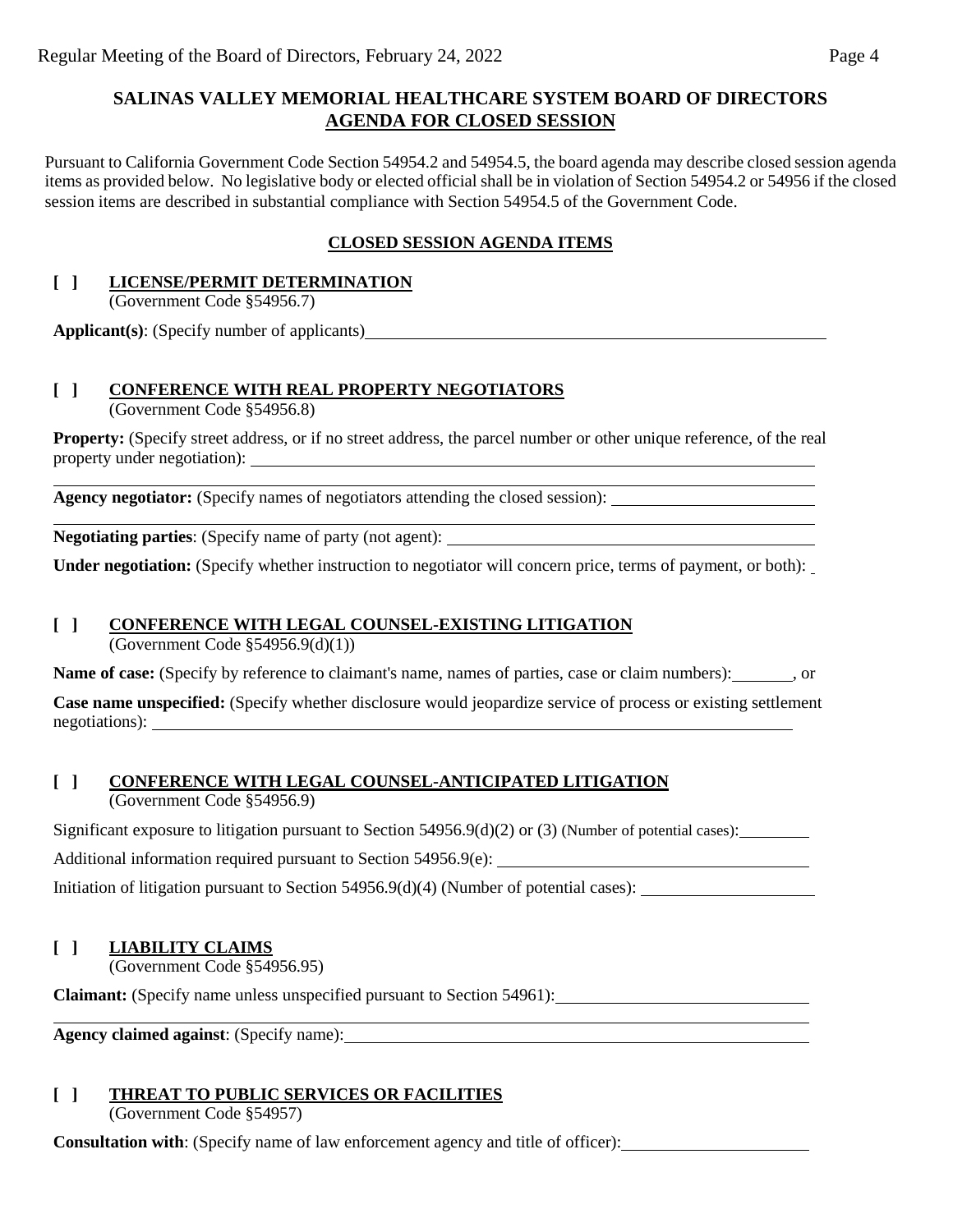## SALINAS VALLEY MEMORIAL HEALTHCARE SYSTEM BOARD OF DIRECTORS
## AGENDA FOR CLOSED SESSION

Pursuant to California Government Code Section 54954.2 and 54954.5, the board agenda may describe closed session agenda items as provided below. No legislative body or elected official shall be in violation of Section 54954.2 or 54956 if the closed session items are described in substantial compliance with Section 54954.5 of the Government Code.

### CLOSED SESSION AGENDA ITEMS

**[ ] LICENSE/PERMIT DETERMINATION**
(Government Code §54956.7)

**Applicant(s)**: (Specify number of applicants)\_\_\_\_\_\_\_\_\_\_\_\_\_\_\_\_\_\_\_\_\_\_\_\_\_\_\_\_\_\_\_\_\_\_\_\_\_\_\_\_

**[ ] CONFERENCE WITH REAL PROPERTY NEGOTIATORS**
(Government Code §54956.8)

**Property:** (Specify street address, or if no street address, the parcel number or other unique reference, of the real property under negotiation): \_\_\_\_\_\_\_\_\_\_\_\_\_\_\_\_\_\_\_\_\_\_\_\_\_\_\_\_\_\_\_\_\_\_\_\_\_\_\_\_

**Agency negotiator:** (Specify names of negotiators attending the closed session): \_\_\_\_\_\_\_\_\_\_\_\_\_\_\_\_\_\_\_\_

**Negotiating parties**: (Specify name of party (not agent): \_\_\_\_\_\_\_\_\_\_\_\_\_\_\_\_\_\_\_\_\_\_\_\_\_\_\_\_\_\_\_\_\_\_\_\_

**Under negotiation:** (Specify whether instruction to negotiator will concern price, terms of payment, or both): \_

**[ ] CONFERENCE WITH LEGAL COUNSEL-EXISTING LITIGATION**
(Government Code §54956.9(d)(1))

**Name of case:** (Specify by reference to claimant's name, names of parties, case or claim numbers):\_\_\_\_\_\_\_, or

**Case name unspecified:** (Specify whether disclosure would jeopardize service of process or existing settlement negotiations): \_\_\_\_\_\_\_\_\_\_\_\_\_\_\_\_\_\_\_\_\_\_\_\_\_\_\_\_\_\_\_\_\_\_\_\_\_\_\_\_\_\_\_\_\_\_\_\_\_\_\_\_\_\_\_\_\_\_\_\_

**[ ] CONFERENCE WITH LEGAL COUNSEL-ANTICIPATED LITIGATION**
(Government Code §54956.9)

Significant exposure to litigation pursuant to Section 54956.9(d)(2) or (3) (Number of potential cases):\_\_\_\_\_\_\_\_

Additional information required pursuant to Section 54956.9(e): \_\_\_\_\_\_\_\_\_\_\_\_\_\_\_\_\_\_\_\_\_\_\_\_\_\_\_\_\_\_\_\_

Initiation of litigation pursuant to Section 54956.9(d)(4) (Number of potential cases): \_\_\_\_\_\_\_\_\_\_\_\_\_\_\_\_\_\_

**[ ] LIABILITY CLAIMS**
(Government Code §54956.95)

**Claimant:** (Specify name unless unspecified pursuant to Section 54961):\_\_\_\_\_\_\_\_\_\_\_\_\_\_\_\_\_\_\_\_\_\_\_\_\_\_

**Agency claimed against**: (Specify name):\_\_\_\_\_\_\_\_\_\_\_\_\_\_\_\_\_\_\_\_\_\_\_\_\_\_\_\_\_\_\_\_\_\_\_\_\_\_\_\_\_\_\_\_\_\_\_

**[ ] THREAT TO PUBLIC SERVICES OR FACILITIES**
(Government Code §54957)

**Consultation with**: (Specify name of law enforcement agency and title of officer):\_\_\_\_\_\_\_\_\_\_\_\_\_\_\_\_\_\_\_\_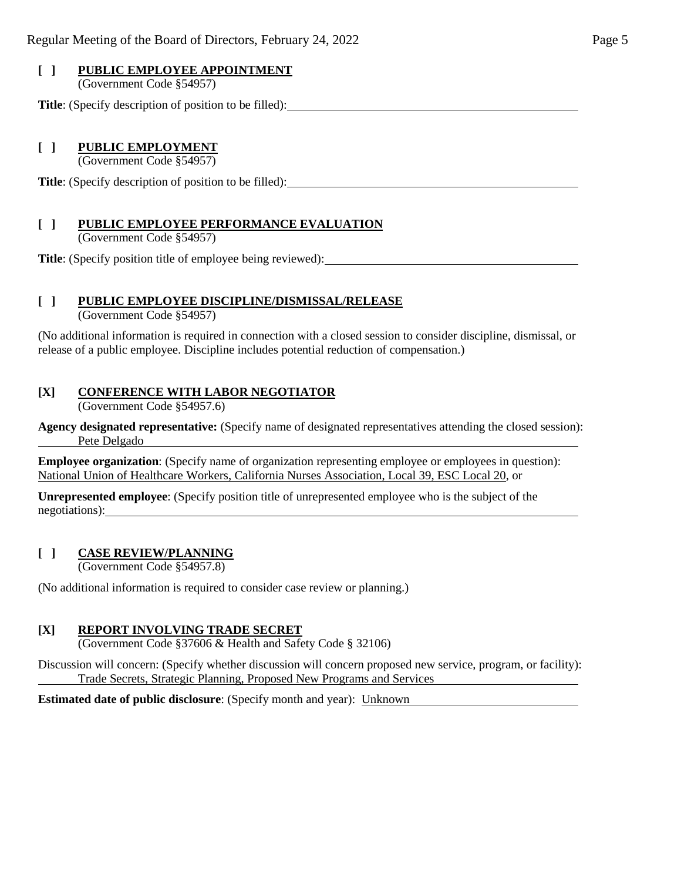**[ ] PUBLIC EMPLOYEE APPOINTMENT**
(Government Code §54957)

**Title**: (Specify description of position to be filled): \_\_\_\_\_\_\_\_\_\_\_\_\_\_\_\_\_\_\_\_\_\_\_\_\_\_\_\_\_\_\_\_\_\_

**[ ] PUBLIC EMPLOYMENT**
(Government Code §54957)

**Title**: (Specify description of position to be filled): \_\_\_\_\_\_\_\_\_\_\_\_\_\_\_\_\_\_\_\_\_\_\_\_\_\_\_\_\_\_\_\_\_\_

**[ ] PUBLIC EMPLOYEE PERFORMANCE EVALUATION**
(Government Code §54957)

**Title**: (Specify position title of employee being reviewed): \_\_\_\_\_\_\_\_\_\_\_\_\_\_\_\_\_\_\_\_\_\_\_\_\_\_\_\_\_\_

**[ ] PUBLIC EMPLOYEE DISCIPLINE/DISMISSAL/RELEASE**
(Government Code §54957)

(No additional information is required in connection with a closed session to consider discipline, dismissal, or release of a public employee. Discipline includes potential reduction of compensation.)

**[X] CONFERENCE WITH LABOR NEGOTIATOR**
(Government Code §54957.6)

**Agency designated representative:** (Specify name of designated representatives attending the closed session): Pete Delgado

**Employee organization**: (Specify name of organization representing employee or employees in question): National Union of Healthcare Workers, California Nurses Association, Local 39, ESC Local 20, or

**Unrepresented employee**: (Specify position title of unrepresented employee who is the subject of the negotiations): \_\_\_\_\_\_\_\_\_\_\_\_\_\_\_\_\_\_\_\_\_\_\_\_\_\_\_\_\_\_\_\_\_\_\_\_\_\_\_\_\_\_\_\_\_\_\_\_

**[ ] CASE REVIEW/PLANNING**
(Government Code §54957.8)

(No additional information is required to consider case review or planning.)

**[X] REPORT INVOLVING TRADE SECRET**
(Government Code §37606 & Health and Safety Code § 32106)

Discussion will concern: (Specify whether discussion will concern proposed new service, program, or facility): Trade Secrets, Strategic Planning, Proposed New Programs and Services

**Estimated date of public disclosure**: (Specify month and year): Unknown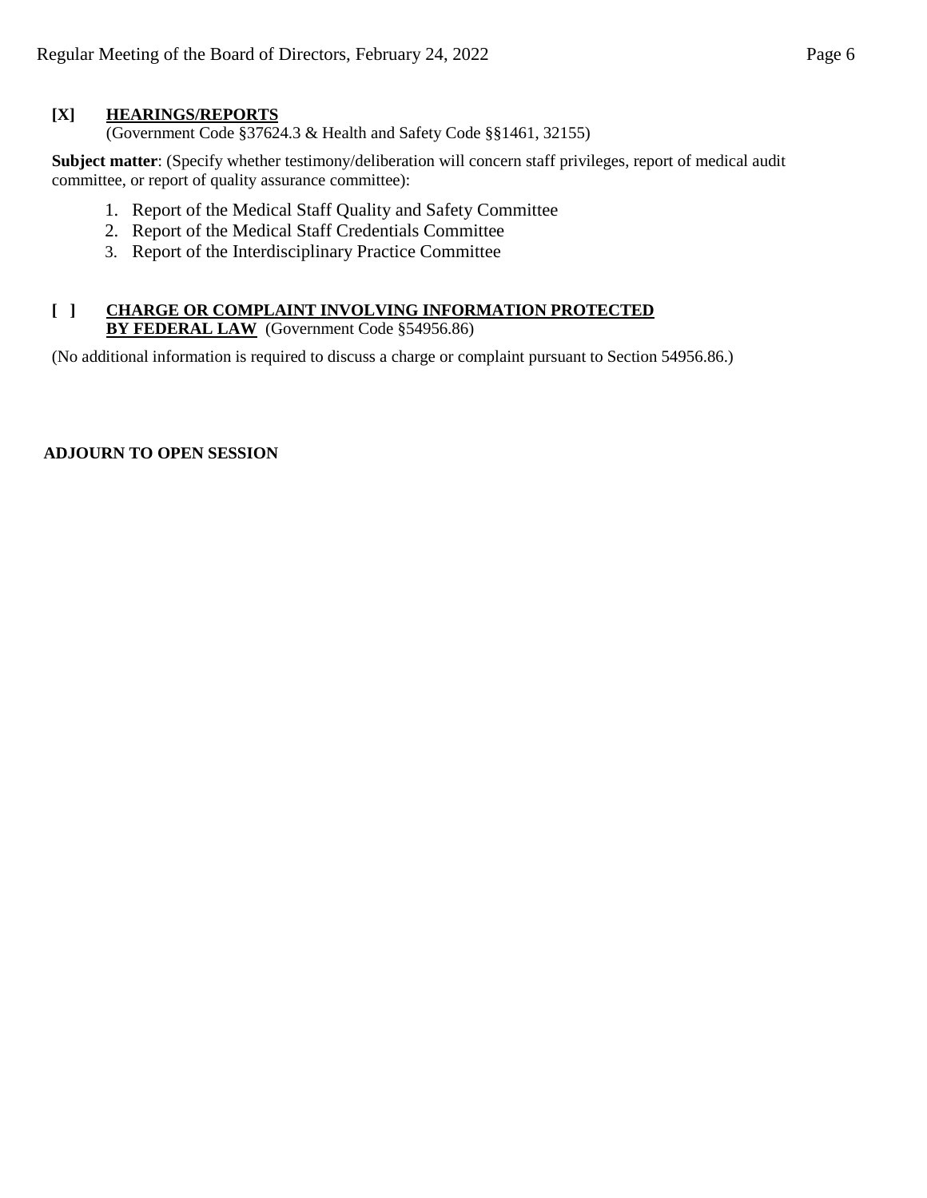**[X]** **HEARINGS/REPORTS**
(Government Code §37624.3 & Health and Safety Code §§1461, 32155)

**Subject matter**: (Specify whether testimony/deliberation will concern staff privileges, report of medical audit committee, or report of quality assurance committee):

1. Report of the Medical Staff Quality and Safety Committee
2. Report of the Medical Staff Credentials Committee
3. Report of the Interdisciplinary Practice Committee

**[ ]** **CHARGE OR COMPLAINT INVOLVING INFORMATION PROTECTED BY FEDERAL LAW** (Government Code §54956.86)

(No additional information is required to discuss a charge or complaint pursuant to Section 54956.86.)

**ADJOURN TO OPEN SESSION**